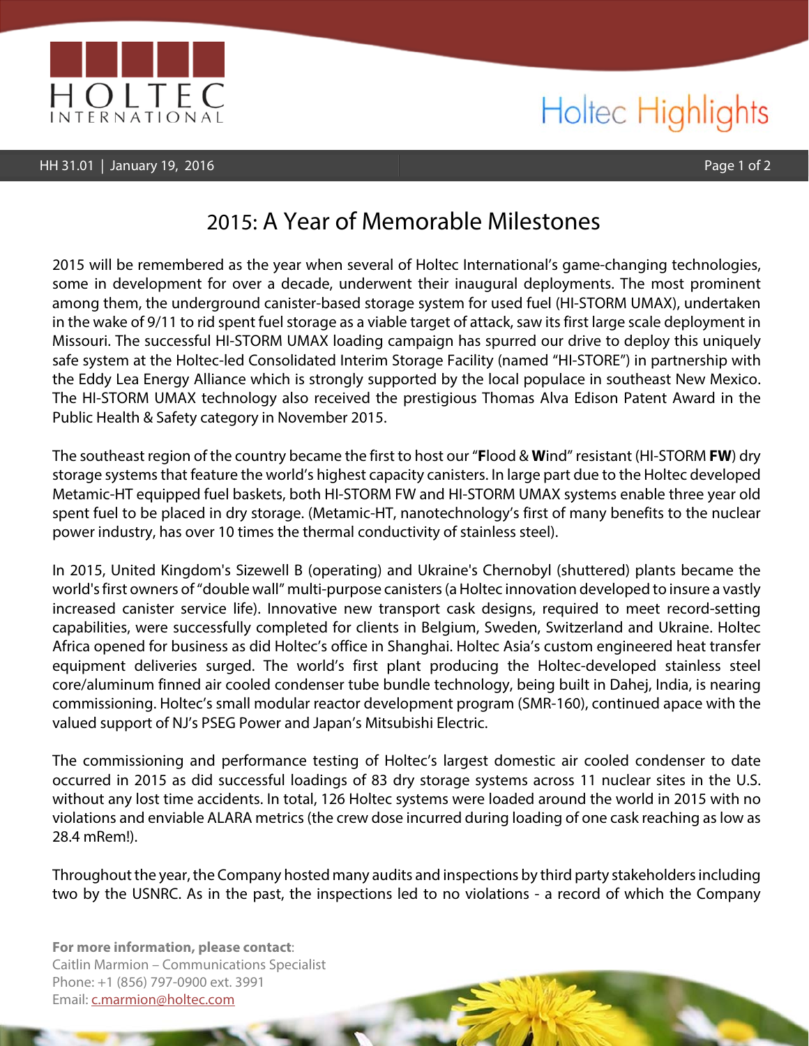# 2015: A Year of Memorable Milestones

2015 will be remembered as the year when several of Holtec International's game-changing technologies, some in development for over a decade, underwent their inaugural deployments. The most prominent among them, the underground canister-based storage system for used fuel (HI-STORM UMAX), undertaken in the wake of 9/11 to rid spent fuel storage as a viable target of attack, saw its first large scale deployment in Missouri. The successful HI-STORM UMAX loading campaign has spurred our drive to deploy this uniquely safe system at the Holtec-led Consolidated Interim Storage Facility (named "HI-STORE") in partnership with the Eddy Lea Energy Alliance which is strongly supported by the local populace in southeast New Mexico. The HI-STORM UMAX technology also received the prestigious Thomas Alva Edison Patent Award in the Public Health & Safety category in November 2015.

The southeast region of the country became the first to host our "**F**lood & **W**ind" resistant (HI-STORM **FW**) dry storage systems that feature the world's highest capacity canisters. In large part due to the Holtec developed Metamic-HT equipped fuel baskets, both HI-STORM FW and HI-STORM UMAX systems enable three year old spent fuel to be placed in dry storage. (Metamic-HT, nanotechnology's first of many benefits to the nuclear power industry, has over 10 times the thermal conductivity of stainless steel).

In 2015, United Kingdom's Sizewell B (operating) and Ukraine's Chernobyl (shuttered) plants became the world's first owners of "double wall" multi-purpose canisters (a Holtec innovation developed to insure a vastly increased canister service life). Innovative new transport cask designs, required to meet record-setting capabilities, were successfully completed for clients in Belgium, Sweden, Switzerland and Ukraine. Holtec Africa opened for business as did Holtec's office in Shanghai. Holtec Asia's custom engineered heat transfer equipment deliveries surged. The world's first plant producing the Holtec-developed stainless steel core/aluminum finned air cooled condenser tube bundle technology, being built in Dahej, India, is nearing commissioning. Holtec's small modular reactor development program (SMR-160), continued apace with the valued support of NJ's PSEG Power and Japan's Mitsubishi Electric.

The commissioning and performance testing of Holtec's largest domestic air cooled condenser to date occurred in 2015 as did successful loadings of 83 dry storage systems across 11 nuclear sites in the U.S. without any lost time accidents. In total, 126 Holtec systems were loaded around the world in 2015 with no violations and enviable ALARA metrics (the crew dose incurred during loading of one cask reaching as low as 28.4 mRem!).

Throughout the year, the Company hosted many audits and inspections by third party stakeholders including two by the USNRC. As in the past, the inspections led to no violations - a record of which the Company

**For more information, please contact**:
Caitlin Marmion – Communications Specialist
Phone: +1 (856) 797-0900 ext. 3991
Email: c.marmion@holtec.com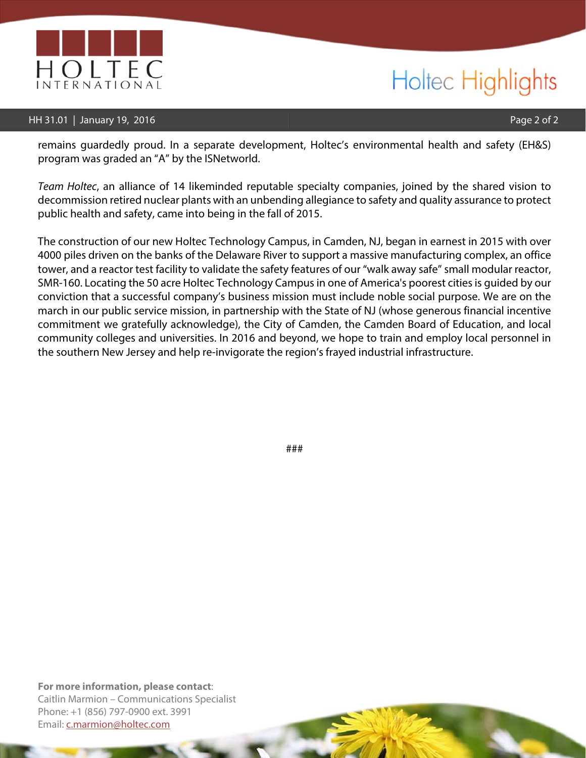remains guardedly proud. In a separate development, Holtec's environmental health and safety (EH&S) program was graded an "A" by the ISNetworld.

*Team Holtec*, an alliance of 14 likeminded reputable specialty companies, joined by the shared vision to decommission retired nuclear plants with an unbending allegiance to safety and quality assurance to protect public health and safety, came into being in the fall of 2015.

The construction of our new Holtec Technology Campus, in Camden, NJ, began in earnest in 2015 with over 4000 piles driven on the banks of the Delaware River to support a massive manufacturing complex, an office tower, and a reactor test facility to validate the safety features of our "walk away safe" small modular reactor, SMR-160. Locating the 50 acre Holtec Technology Campus in one of America's poorest cities is guided by our conviction that a successful company's business mission must include noble social purpose. We are on the march in our public service mission, in partnership with the State of NJ (whose generous financial incentive commitment we gratefully acknowledge), the City of Camden, the Camden Board of Education, and local community colleges and universities. In 2016 and beyond, we hope to train and employ local personnel in the southern New Jersey and help re-invigorate the region's frayed industrial infrastructure.

###

**For more information, please contact**:
Caitlin Marmion – Communications Specialist
Phone: +1 (856) 797-0900 ext. 3991
Email: c.marmion@holtec.com